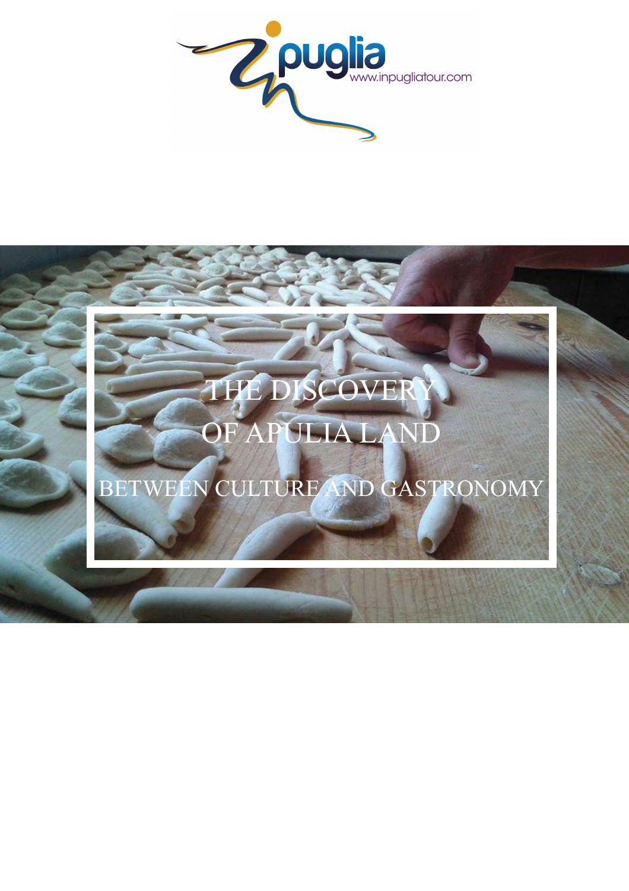inpuglia
www.inpugliatour.com

# THE DISCOVERY OF APULIA LAND

## BETWEEN CULTURE AND GASTRONOMY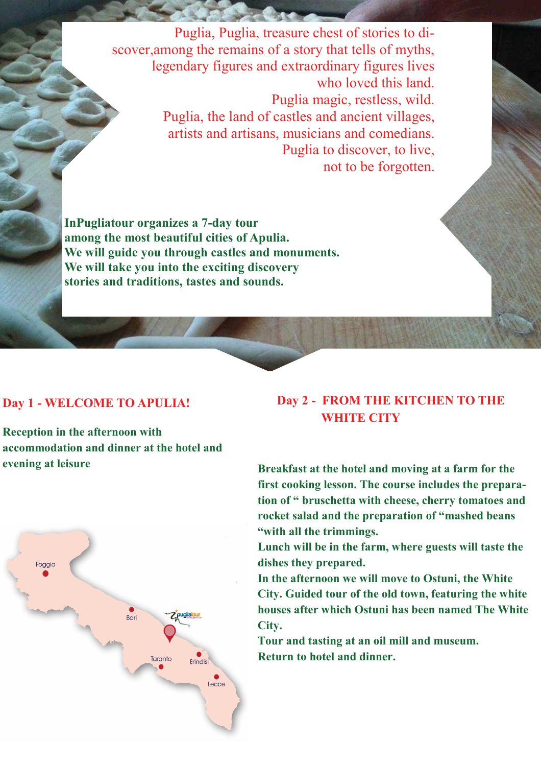Puglia, Puglia, treasure chest of stories to discover,among the remains of a story that tells of myths, legendary figures and extraordinary figures lives who loved this land.
Puglia magic, restless, wild.
Puglia, the land of castles and ancient villages, artists and artisans, musicians and comedians.
Puglia to discover, to live, not to be forgotten.

**InPugliatour organizes a 7-day tour among the most beautiful cities of Apulia. We will guide you through castles and monuments. We will take you into the exciting discovery stories and traditions, tastes and sounds.**

## Day 1 - WELCOME TO APULIA!

**Reception in the afternoon with accommodation and dinner at the hotel and evening at leisure**

Foggia
Bari
Taranto
Brindisi
Lecce

## Day 2 - FROM THE KITCHEN TO THE WHITE CITY

**Breakfast at the hotel and moving at a farm for the first cooking lesson. The course includes the preparation of " bruschetta with cheese, cherry tomatoes and rocket salad and the preparation of "mashed beans "with all the trimmings.**
**Lunch will be in the farm, where guests will taste the dishes they prepared.**
**In the afternoon we will move to Ostuni, the White City. Guided tour of the old town, featuring the white houses after which Ostuni has been named The White City.**
**Tour and tasting at an oil mill and museum.**
**Return to hotel and dinner.**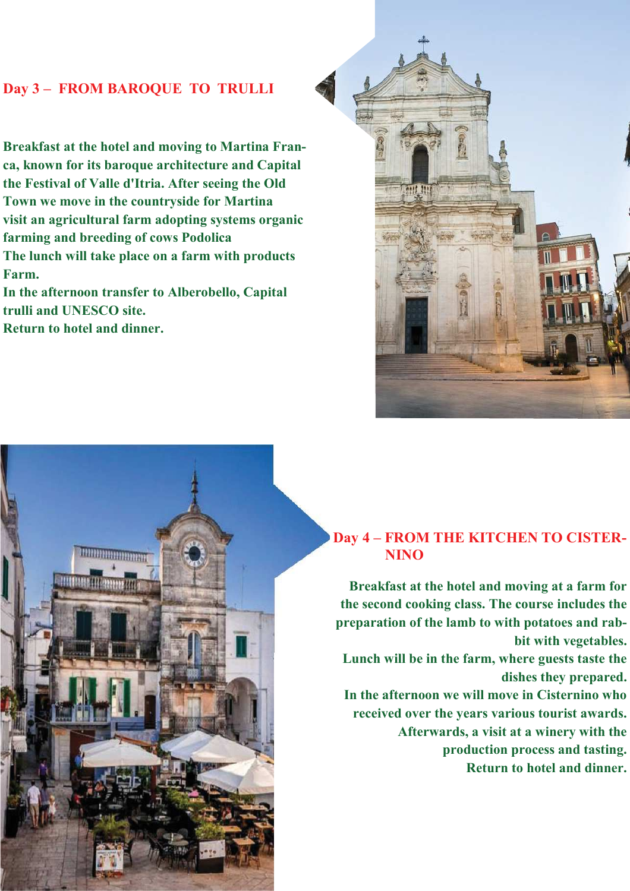## Day 3 – FROM BAROQUE TO TRULLI

**Breakfast at the hotel and moving to Martina Franca, known for its baroque architecture and Capital the Festival of Valle d'Itria. After seeing the Old Town we move in the countryside for Martina visit an agricultural farm adopting systems organic farming and breeding of cows Podolica**
**The lunch will take place on a farm with products Farm.**
**In the afternoon transfer to Alberobello, Capital trulli and UNESCO site.**
**Return to hotel and dinner.**

## Day 4 – FROM THE KITCHEN TO CISTERNINO

**Breakfast at the hotel and moving at a farm for the second cooking class. The course includes the preparation of the lamb to with potatoes and rabbit with vegetables.**
**Lunch will be in the farm, where guests taste the dishes they prepared.**
**In the afternoon we will move in Cisternino who received over the years various tourist awards.**
**Afterwards, a visit at a winery with the production process and tasting.**
**Return to hotel and dinner.**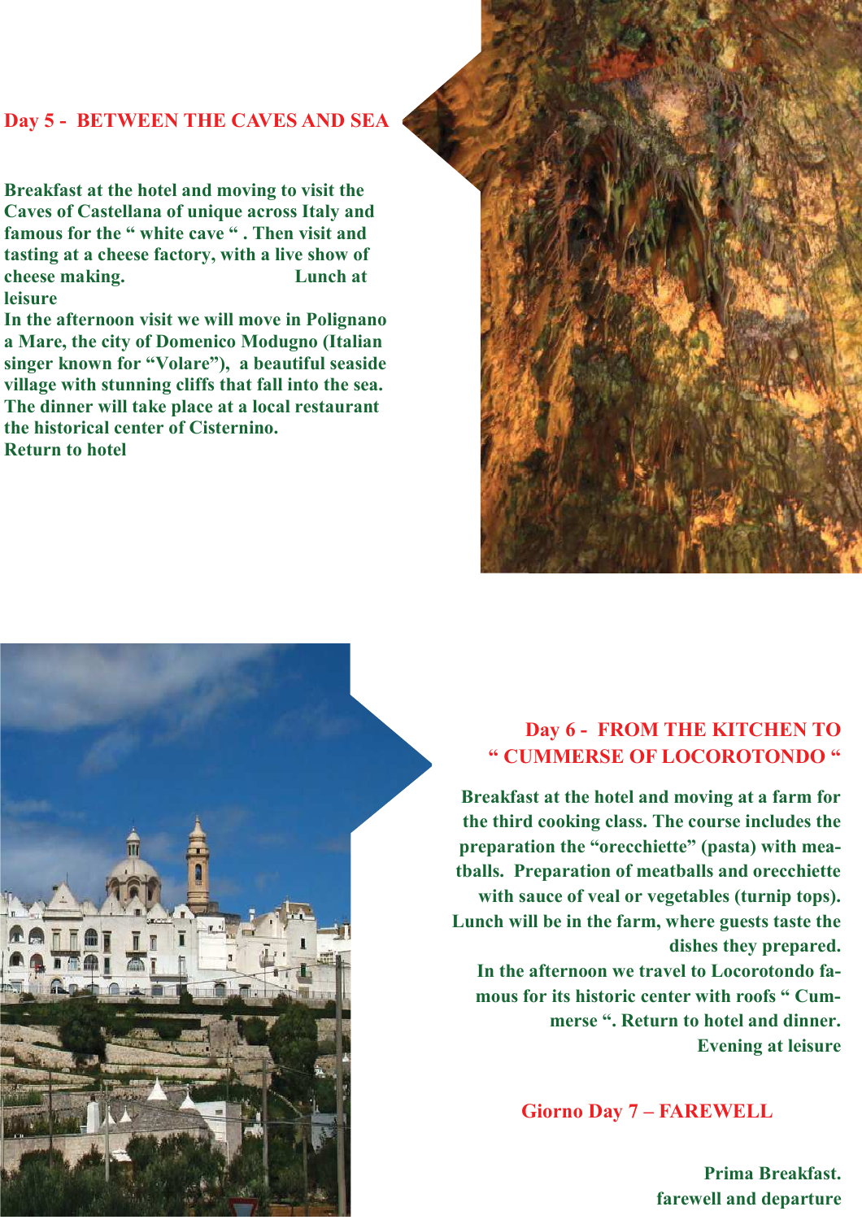## Day 5 - BETWEEN THE CAVES AND SEA

**Breakfast at the hotel and moving to visit the Caves of Castellana of unique across Italy and famous for the " white cave " . Then visit and tasting at a cheese factory, with a live show of cheese making. Lunch at leisure**
**In the afternoon visit we will move in Polignano a Mare, the city of Domenico Modugno (Italian singer known for "Volare"), a beautiful seaside village with stunning cliffs that fall into the sea. The dinner will take place at a local restaurant the historical center of Cisternino.**
**Return to hotel**

## Day 6 - FROM THE KITCHEN TO " CUMMERSE OF LOCOROTONDO "

**Breakfast at the hotel and moving at a farm for the third cooking class. The course includes the preparation the "orecchiette" (pasta) with meatballs. Preparation of meatballs and orecchiette with sauce of veal or vegetables (turnip tops). Lunch will be in the farm, where guests taste the dishes they prepared.**
**In the afternoon we travel to Locorotondo famous for its historic center with roofs " Cummerse ". Return to hotel and dinner. Evening at leisure**

## Giorno Day 7 – FAREWELL

**Prima Breakfast.**
**farewell and departure**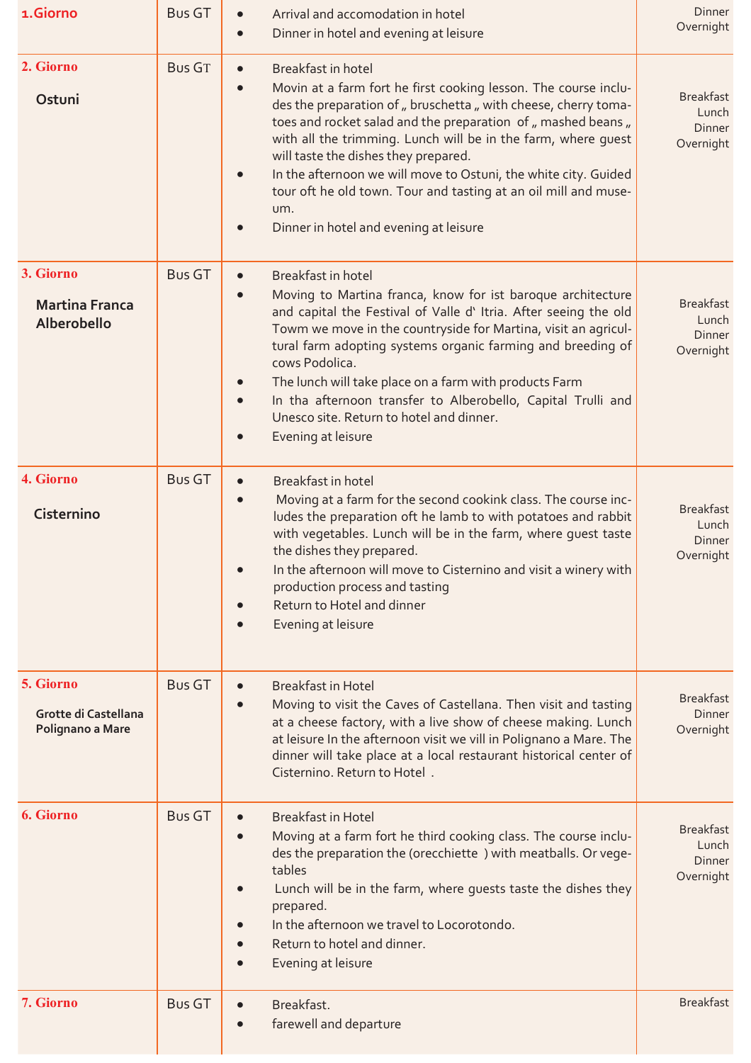| | | | |
|---|---|---|---|
| **1.Giorno** | Bus GT | • Arrival and accomodation in hotel<br>• Dinner in hotel and evening at leisure | Dinner<br>Overnight |
| **2. Giorno**<br>**Ostuni** | Bus GT | • Breakfast in hotel<br>• Movin at a farm fort he first cooking lesson. The course includes the preparation of „ bruschetta „ with cheese, cherry tomatoes and rocket salad and the preparation of „ mashed beans „ with all the trimming. Lunch will be in the farm, where guest will taste the dishes they prepared.<br>• In the afternoon we will move to Ostuni, the white city. Guided tour oft he old town. Tour and tasting at an oil mill and museum.<br>• Dinner in hotel and evening at leisure | Breakfast<br>Lunch<br>Dinner<br>Overnight |
| **3. Giorno**<br>**Martina Franca Alberobello** | Bus GT | • Breakfast in hotel<br>• Moving to Martina franca, know for ist baroque architecture and capital the Festival of Valle d' Itria. After seeing the old Towm we move in the countryside for Martina, visit an agricultural farm adopting systems organic farming and breeding of cows Podolica.<br>• The lunch will take place on a farm with products Farm<br>• In tha afternoon transfer to Alberobello, Capital Trulli and Unesco site. Return to hotel and dinner.<br>• Evening at leisure | Breakfast<br>Lunch<br>Dinner<br>Overnight |
| **4. Giorno**<br>**Cisternino** | Bus GT | • Breakfast in hotel<br>• Moving at a farm for the second cookink class. The course includes the preparation oft he lamb to with potatoes and rabbit with vegetables. Lunch will be in the farm, where guest taste the dishes they prepared.<br>• In the afternoon will move to Cisternino and visit a winery with production process and tasting<br>• Return to Hotel and dinner<br>• Evening at leisure | Breakfast<br>Lunch<br>Dinner<br>Overnight |
| **5. Giorno**<br>**Grotte di Castellana Polignano a Mare** | Bus GT | • Breakfast in Hotel<br>• Moving to visit the Caves of Castellana. Then visit and tasting at a cheese factory, with a live show of cheese making. Lunch at leisure In the afternoon visit we vill in Polignano a Mare. The dinner will take place at a local restaurant historical center of Cisternino. Return to Hotel . | Breakfast<br>Dinner<br>Overnight |
| **6. Giorno** | Bus GT | • Breakfast in Hotel<br>• Moving at a farm fort he third cooking class. The course includes the preparation the (orecchiette ) with meatballs. Or vegetables<br>• Lunch will be in the farm, where guests taste the dishes they prepared.<br>• In the afternoon we travel to Locorotondo.<br>• Return to hotel and dinner.<br>• Evening at leisure | Breakfast<br>Lunch<br>Dinner<br>Overnight |
| **7. Giorno** | Bus GT | • Breakfast.<br>• farewell and departure | Breakfast |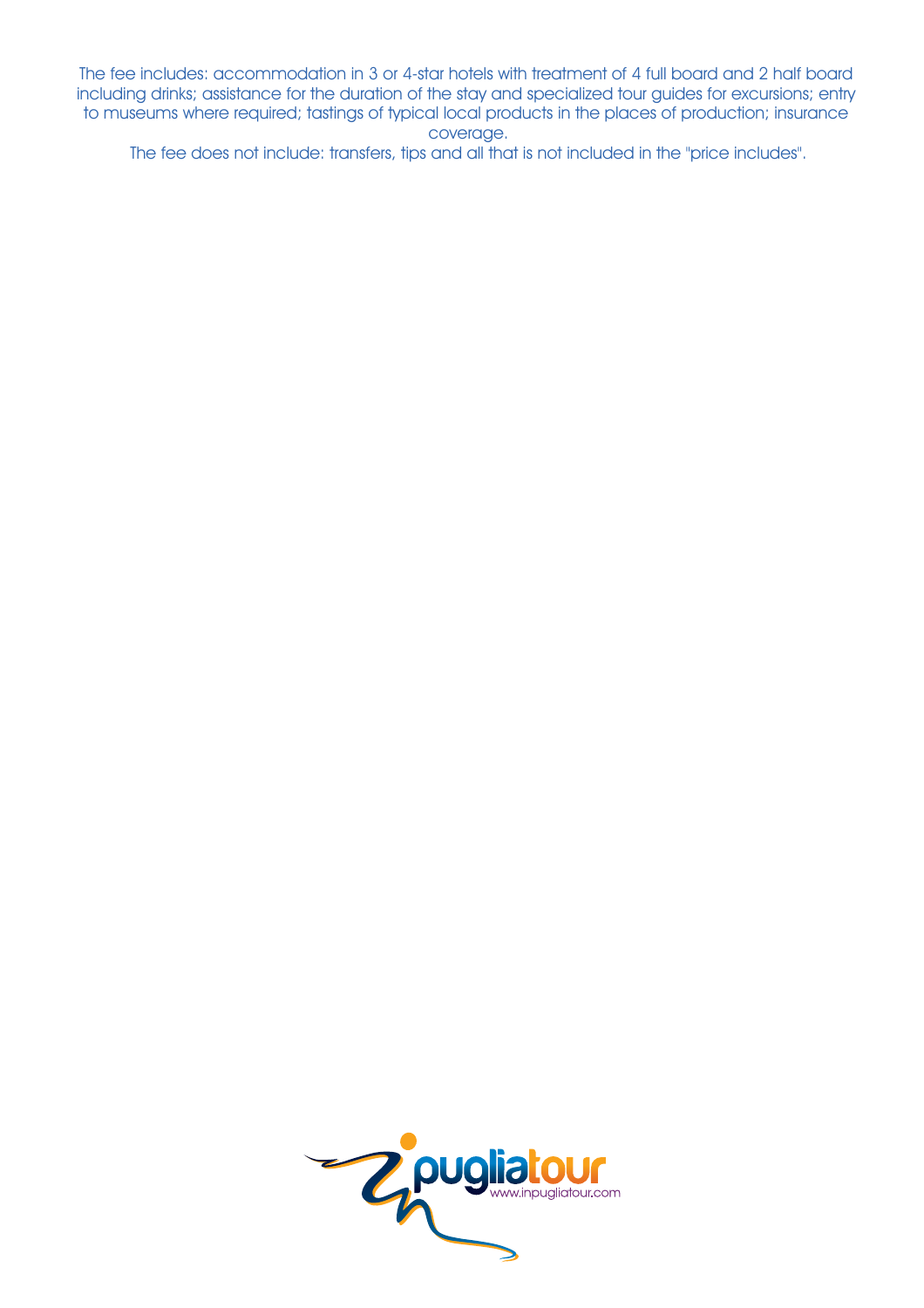The fee includes: accommodation in 3 or 4-star hotels with treatment of 4 full board and 2 half board including drinks; assistance for the duration of the stay and specialized tour guides for excursions; entry to museums where required; tastings of typical local products in the places of production; insurance coverage.

The fee does not include: transfers, tips and all that is not included in the "price includes".

inpugliatour
www.inpugliatour.com